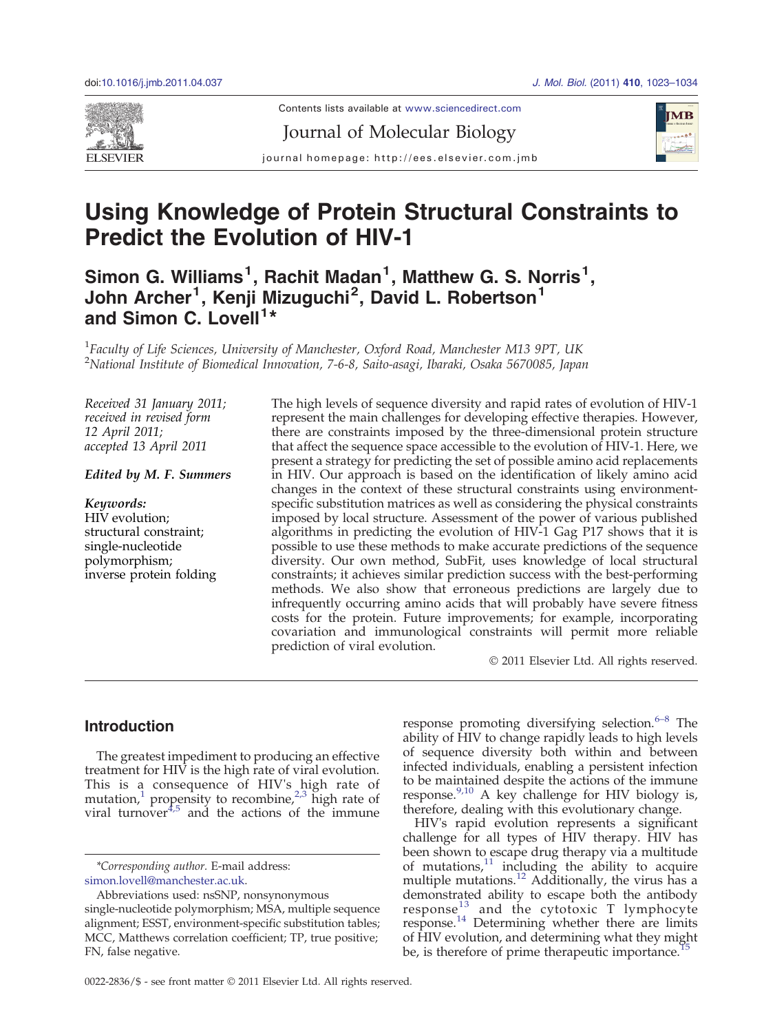# Using Knowledge of Protein Structural Constraints to Predict the Evolution of HIV-1

**Simon G. Williams[1], Rachit Madan[1], Matthew G. S. Norris[1], John Archer[1], Kenji Mizuguchi[2], David L. Robertson[1] and Simon C. Lovell[1]***

[1]*Faculty of Life Sciences, University of Manchester, Oxford Road, Manchester M13 9PT, UK*
[2]*National Institute of Biomedical Innovation, 7-6-8, Saito-asagi, Ibaraki, Osaka 5670085, Japan*

*Received 31 January 2011; received in revised form 12 April 2011; accepted 13 April 2011*

***Edited by M. F. Summers***

***Keywords:***
HIV evolution;
structural constraint;
single-nucleotide polymorphism;
inverse protein folding

The high levels of sequence diversity and rapid rates of evolution of HIV-1 represent the main challenges for developing effective therapies. However, there are constraints imposed by the three-dimensional protein structure that affect the sequence space accessible to the evolution of HIV-1. Here, we present a strategy for predicting the set of possible amino acid replacements in HIV. Our approach is based on the identification of likely amino acid changes in the context of these structural constraints using environment-specific substitution matrices as well as considering the physical constraints imposed by local structure. Assessment of the power of various published algorithms in predicting the evolution of HIV-1 Gag P17 shows that it is possible to use these methods to make accurate predictions of the sequence diversity. Our own method, SubFit, uses knowledge of local structural constraints; it achieves similar prediction success with the best-performing methods. We also show that erroneous predictions are largely due to infrequently occurring amino acids that will probably have severe fitness costs for the protein. Future improvements; for example, incorporating covariation and immunological constraints will permit more reliable prediction of viral evolution.

© 2011 Elsevier Ltd. All rights reserved.

## Introduction

The greatest impediment to producing an effective treatment for HIV is the high rate of viral evolution. This is a consequence of HIV's high rate of mutation,[1] propensity to recombine,[2,3] high rate of viral turnover[4,5] and the actions of the immune response promoting diversifying selection.[6–8] The ability of HIV to change rapidly leads to high levels of sequence diversity both within and between infected individuals, enabling a persistent infection to be maintained despite the actions of the immune response.[9,10] A key challenge for HIV biology is, therefore, dealing with this evolutionary change.

HIV's rapid evolution represents a significant challenge for all types of HIV therapy. HIV has been shown to escape drug therapy via a multitude of mutations,[11] including the ability to acquire multiple mutations.[12] Additionally, the virus has a demonstrated ability to escape both the antibody response[13] and the cytotoxic T lymphocyte response.[14] Determining whether there are limits of HIV evolution, and determining what they might be, is therefore of prime therapeutic importance.[15]

*Corresponding author. E-mail address: simon.lovell@manchester.ac.uk.

Abbreviations used: nsSNP, nonsynonymous single-nucleotide polymorphism; MSA, multiple sequence alignment; ESST, environment-specific substitution tables; MCC, Matthews correlation coefficient; TP, true positive; FN, false negative.

0022-2836/$ - see front matter © 2011 Elsevier Ltd. All rights reserved.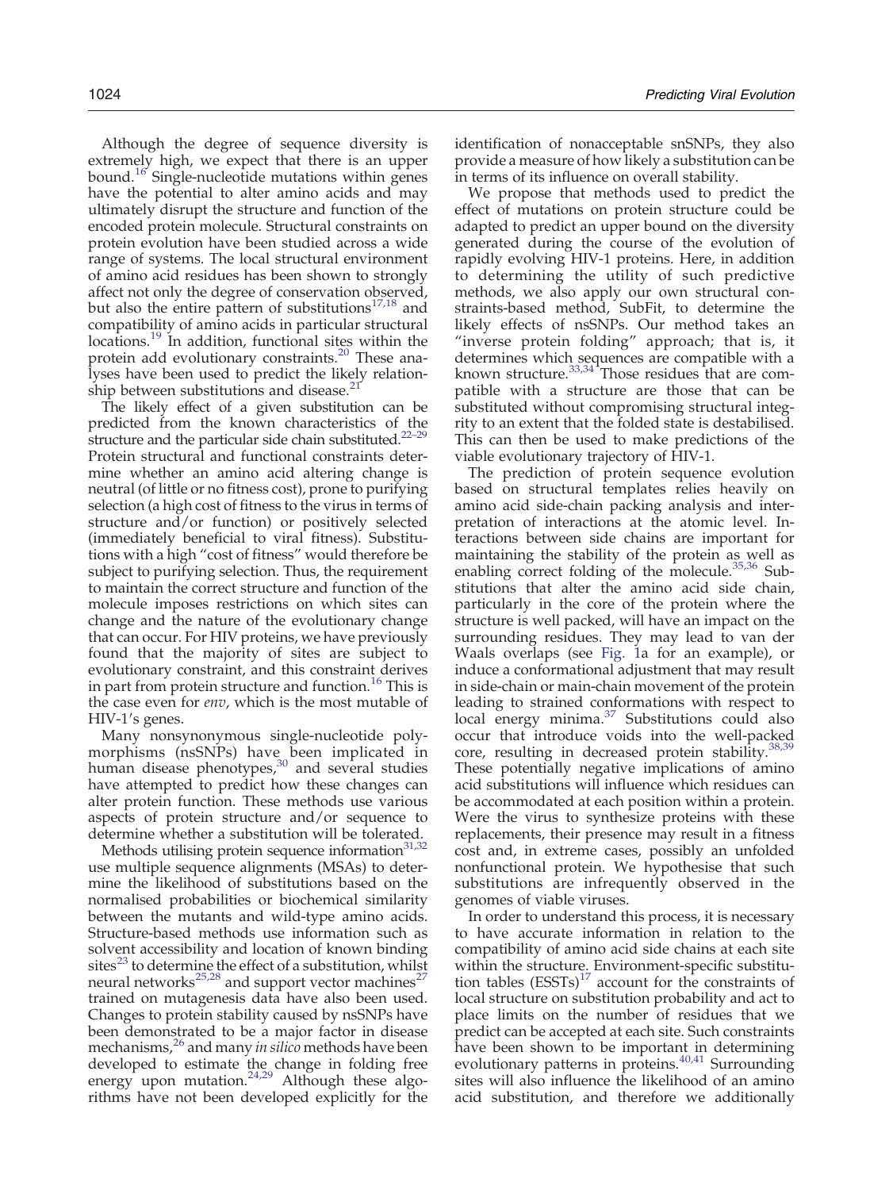Although the degree of sequence diversity is extremely high, we expect that there is an upper bound.[16] Single-nucleotide mutations within genes have the potential to alter amino acids and may ultimately disrupt the structure and function of the encoded protein molecule. Structural constraints on protein evolution have been studied across a wide range of systems. The local structural environment of amino acid residues has been shown to strongly affect not only the degree of conservation observed, but also the entire pattern of substitutions[17,18] and compatibility of amino acids in particular structural locations.[19] In addition, functional sites within the protein add evolutionary constraints.[20] These analyses have been used to predict the likely relationship between substitutions and disease.[21]

The likely effect of a given substitution can be predicted from the known characteristics of the structure and the particular side chain substituted.[22–29] Protein structural and functional constraints determine whether an amino acid altering change is neutral (of little or no fitness cost), prone to purifying selection (a high cost of fitness to the virus in terms of structure and/or function) or positively selected (immediately beneficial to viral fitness). Substitutions with a high "cost of fitness" would therefore be subject to purifying selection. Thus, the requirement to maintain the correct structure and function of the molecule imposes restrictions on which sites can change and the nature of the evolutionary change that can occur. For HIV proteins, we have previously found that the majority of sites are subject to evolutionary constraint, and this constraint derives in part from protein structure and function.[16] This is the case even for *env*, which is the most mutable of HIV-1's genes.

Many nonsynonymous single-nucleotide polymorphisms (nsSNPs) have been implicated in human disease phenotypes,[30] and several studies have attempted to predict how these changes can alter protein function. These methods use various aspects of protein structure and/or sequence to determine whether a substitution will be tolerated.

Methods utilising protein sequence information[31,32] use multiple sequence alignments (MSAs) to determine the likelihood of substitutions based on the normalised probabilities or biochemical similarity between the mutants and wild-type amino acids. Structure-based methods use information such as solvent accessibility and location of known binding sites[23] to determine the effect of a substitution, whilst neural networks[25,28] and support vector machines[27] trained on mutagenesis data have also been used. Changes to protein stability caused by nsSNPs have been demonstrated to be a major factor in disease mechanisms,[26] and many *in silico* methods have been developed to estimate the change in folding free energy upon mutation.[24,29] Although these algorithms have not been developed explicitly for the identification of nonacceptable snSNPs, they also provide a measure of how likely a substitution can be in terms of its influence on overall stability.

We propose that methods used to predict the effect of mutations on protein structure could be adapted to predict an upper bound on the diversity generated during the course of the evolution of rapidly evolving HIV-1 proteins. Here, in addition to determining the utility of such predictive methods, we also apply our own structural constraints-based method, SubFit, to determine the likely effects of nsSNPs. Our method takes an "inverse protein folding" approach; that is, it determines which sequences are compatible with a known structure.[33,34] Those residues that are compatible with a structure are those that can be substituted without compromising structural integrity to an extent that the folded state is destabilised. This can then be used to make predictions of the viable evolutionary trajectory of HIV-1.

The prediction of protein sequence evolution based on structural templates relies heavily on amino acid side-chain packing analysis and interpretation of interactions at the atomic level. Interactions between side chains are important for maintaining the stability of the protein as well as enabling correct folding of the molecule.[35,36] Substitutions that alter the amino acid side chain, particularly in the core of the protein where the structure is well packed, will have an impact on the surrounding residues. They may lead to van der Waals overlaps (see Fig. 1a for an example), or induce a conformational adjustment that may result in side-chain or main-chain movement of the protein leading to strained conformations with respect to local energy minima.[37] Substitutions could also occur that introduce voids into the well-packed core, resulting in decreased protein stability.[38,39] These potentially negative implications of amino acid substitutions will influence which residues can be accommodated at each position within a protein. Were the virus to synthesize proteins with these replacements, their presence may result in a fitness cost and, in extreme cases, possibly an unfolded nonfunctional protein. We hypothesise that such substitutions are infrequently observed in the genomes of viable viruses.

In order to understand this process, it is necessary to have accurate information in relation to the compatibility of amino acid side chains at each site within the structure. Environment-specific substitution tables (ESSTs)[17] account for the constraints of local structure on substitution probability and act to place limits on the number of residues that we predict can be accepted at each site. Such constraints have been shown to be important in determining evolutionary patterns in proteins.[40,41] Surrounding sites will also influence the likelihood of an amino acid substitution, and therefore we additionally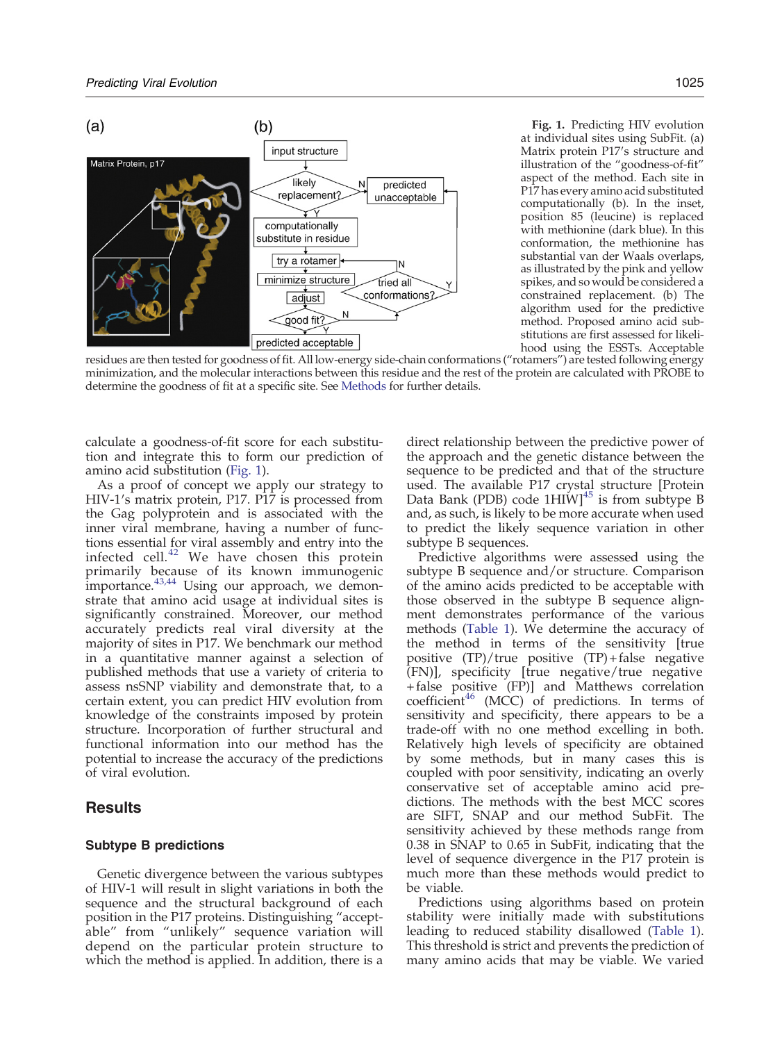**Fig. 1.** Predicting HIV evolution at individual sites using SubFit. (a) Matrix protein P17's structure and illustration of the "goodness-of-fit" aspect of the method. Each site in P17 has every amino acid substituted computationally (b). In the inset, position 85 (leucine) is replaced with methionine (dark blue). In this conformation, the methionine has substantial van der Waals overlaps, as illustrated by the pink and yellow spikes, and so would be considered a constrained replacement. (b) The algorithm used for the predictive method. Proposed amino acid substitutions are first assessed for likelihood using the ESSTs. Acceptable residues are then tested for goodness of fit. All low-energy side-chain conformations ("rotamers") are tested following energy minimization, and the molecular interactions between this residue and the rest of the protein are calculated with PROBE to determine the goodness of fit at a specific site. See Methods for further details.

calculate a goodness-of-fit score for each substitution and integrate this to form our prediction of amino acid substitution (Fig. 1).

As a proof of concept we apply our strategy to HIV-1's matrix protein, P17. P17 is processed from the Gag polyprotein and is associated with the inner viral membrane, having a number of functions essential for viral assembly and entry into the infected cell.[42] We have chosen this protein primarily because of its known immunogenic importance.[43,44] Using our approach, we demonstrate that amino acid usage at individual sites is significantly constrained. Moreover, our method accurately predicts real viral diversity at the majority of sites in P17. We benchmark our method in a quantitative manner against a selection of published methods that use a variety of criteria to assess nsSNP viability and demonstrate that, to a certain extent, you can predict HIV evolution from knowledge of the constraints imposed by protein structure. Incorporation of further structural and functional information into our method has the potential to increase the accuracy of the predictions of viral evolution.

## Results

### Subtype B predictions

Genetic divergence between the various subtypes of HIV-1 will result in slight variations in both the sequence and the structural background of each position in the P17 proteins. Distinguishing "acceptable" from "unlikely" sequence variation will depend on the particular protein structure to which the method is applied. In addition, there is a direct relationship between the predictive power of the approach and the genetic distance between the sequence to be predicted and that of the structure used. The available P17 crystal structure [Protein Data Bank (PDB) code 1HIW][45] is from subtype B and, as such, is likely to be more accurate when used to predict the likely sequence variation in other subtype B sequences.

Predictive algorithms were assessed using the subtype B sequence and/or structure. Comparison of the amino acids predicted to be acceptable with those observed in the subtype B sequence alignment demonstrates performance of the various methods (Table 1). We determine the accuracy of the method in terms of the sensitivity [true positive (TP)/true positive (TP)+false negative (FN)], specificity [true negative/true negative +false positive (FP)] and Matthews correlation coefficient[46] (MCC) of predictions. In terms of sensitivity and specificity, there appears to be a trade-off with no one method excelling in both. Relatively high levels of specificity are obtained by some methods, but in many cases this is coupled with poor sensitivity, indicating an overly conservative set of acceptable amino acid predictions. The methods with the best MCC scores are SIFT, SNAP and our method SubFit. The sensitivity achieved by these methods range from 0.38 in SNAP to 0.65 in SubFit, indicating that the level of sequence divergence in the P17 protein is much more than these methods would predict to be viable.

Predictions using algorithms based on protein stability were initially made with substitutions leading to reduced stability disallowed (Table 1). This threshold is strict and prevents the prediction of many amino acids that may be viable. We varied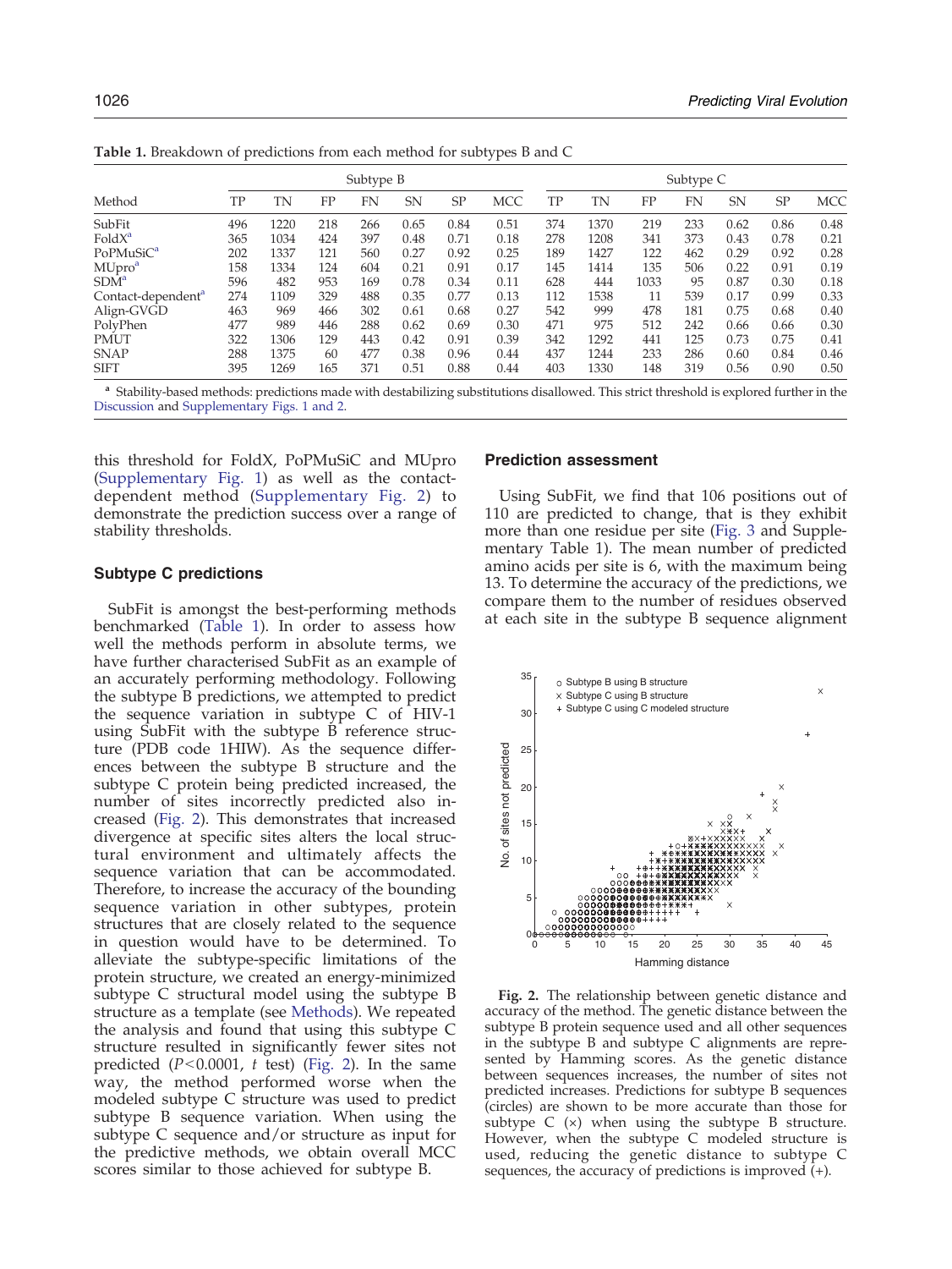**Table 1.** Breakdown of predictions from each method for subtypes B and C

| Method | Subtype B | | | | | | | Subtype C | | | | | | |
|---|---|---|---|---|---|---|---|---|---|---|---|---|---|---|
| | TP | TN | FP | FN | SN | SP | MCC | TP | TN | FP | FN | SN | SP | MCC |
| SubFit | 496 | 1220 | 218 | 266 | 0.65 | 0.84 | 0.51 | 374 | 1370 | 219 | 233 | 0.62 | 0.86 | 0.48 |
| FoldX[a] | 365 | 1034 | 424 | 397 | 0.48 | 0.71 | 0.18 | 278 | 1208 | 341 | 373 | 0.43 | 0.78 | 0.21 |
| PoPMuSiC[a] | 202 | 1337 | 121 | 560 | 0.27 | 0.92 | 0.25 | 189 | 1427 | 122 | 462 | 0.29 | 0.92 | 0.28 |
| MUpro[a] | 158 | 1334 | 124 | 604 | 0.21 | 0.91 | 0.17 | 145 | 1414 | 135 | 506 | 0.22 | 0.91 | 0.19 |
| SDM[a] | 596 | 482 | 953 | 169 | 0.78 | 0.34 | 0.11 | 628 | 444 | 1033 | 95 | 0.87 | 0.30 | 0.18 |
| Contact-dependent[a] | 274 | 1109 | 329 | 488 | 0.35 | 0.77 | 0.13 | 112 | 1538 | 11 | 539 | 0.17 | 0.99 | 0.33 |
| Align-GVGD | 463 | 969 | 466 | 302 | 0.61 | 0.68 | 0.27 | 542 | 999 | 478 | 181 | 0.75 | 0.68 | 0.40 |
| PolyPhen | 477 | 989 | 446 | 288 | 0.62 | 0.69 | 0.30 | 471 | 975 | 512 | 242 | 0.66 | 0.66 | 0.30 |
| PMUT | 322 | 1306 | 129 | 443 | 0.42 | 0.91 | 0.39 | 342 | 1292 | 441 | 125 | 0.73 | 0.75 | 0.41 |
| SNAP | 288 | 1375 | 60 | 477 | 0.38 | 0.96 | 0.44 | 437 | 1244 | 233 | 286 | 0.60 | 0.84 | 0.46 |
| SIFT | 395 | 1269 | 165 | 371 | 0.51 | 0.88 | 0.44 | 403 | 1330 | 148 | 319 | 0.56 | 0.90 | 0.50 |

[a] Stability-based methods: predictions made with destabilizing substitutions disallowed. This strict threshold is explored further in the Discussion and Supplementary Figs. 1 and 2.

this threshold for FoldX, PoPMuSiC and MUpro (Supplementary Fig. 1) as well as the contact-dependent method (Supplementary Fig. 2) to demonstrate the prediction success over a range of stability thresholds.

### Subtype C predictions

SubFit is amongst the best-performing methods benchmarked (Table 1). In order to assess how well the methods perform in absolute terms, we have further characterised SubFit as an example of an accurately performing methodology. Following the subtype B predictions, we attempted to predict the sequence variation in subtype C of HIV-1 using SubFit with the subtype B reference structure (PDB code 1HIW). As the sequence differences between the subtype B structure and the subtype C protein being predicted increased, the number of sites incorrectly predicted also increased (Fig. 2). This demonstrates that increased divergence at specific sites alters the local structural environment and ultimately affects the sequence variation that can be accommodated. Therefore, to increase the accuracy of the bounding sequence variation in other subtypes, protein structures that are closely related to the sequence in question would have to be determined. To alleviate the subtype-specific limitations of the protein structure, we created an energy-minimized subtype C structural model using the subtype B structure as a template (see Methods). We repeated the analysis and found that using this subtype C structure resulted in significantly fewer sites not predicted ($P<0.0001$, $t$ test) (Fig. 2). In the same way, the method performed worse when the modeled subtype C structure was used to predict subtype B sequence variation. When using the subtype C sequence and/or structure as input for the predictive methods, we obtain overall MCC scores similar to those achieved for subtype B.

### Prediction assessment

Using SubFit, we find that 106 positions out of 110 are predicted to change, that is they exhibit more than one residue per site (Fig. 3 and Supplementary Table 1). The mean number of predicted amino acids per site is 6, with the maximum being 13. To determine the accuracy of the predictions, we compare them to the number of residues observed at each site in the subtype B sequence alignment

**Fig. 2.** The relationship between genetic distance and accuracy of the method. The genetic distance between the subtype B protein sequence used and all other sequences in the subtype B and subtype C alignments are represented by Hamming scores. As the genetic distance between sequences increases, the number of sites not predicted increases. Predictions for subtype B sequences (circles) are shown to be more accurate than those for subtype C (×) when using the subtype B structure. However, when the subtype C modeled structure is used, reducing the genetic distance to subtype C sequences, the accuracy of predictions is improved (+).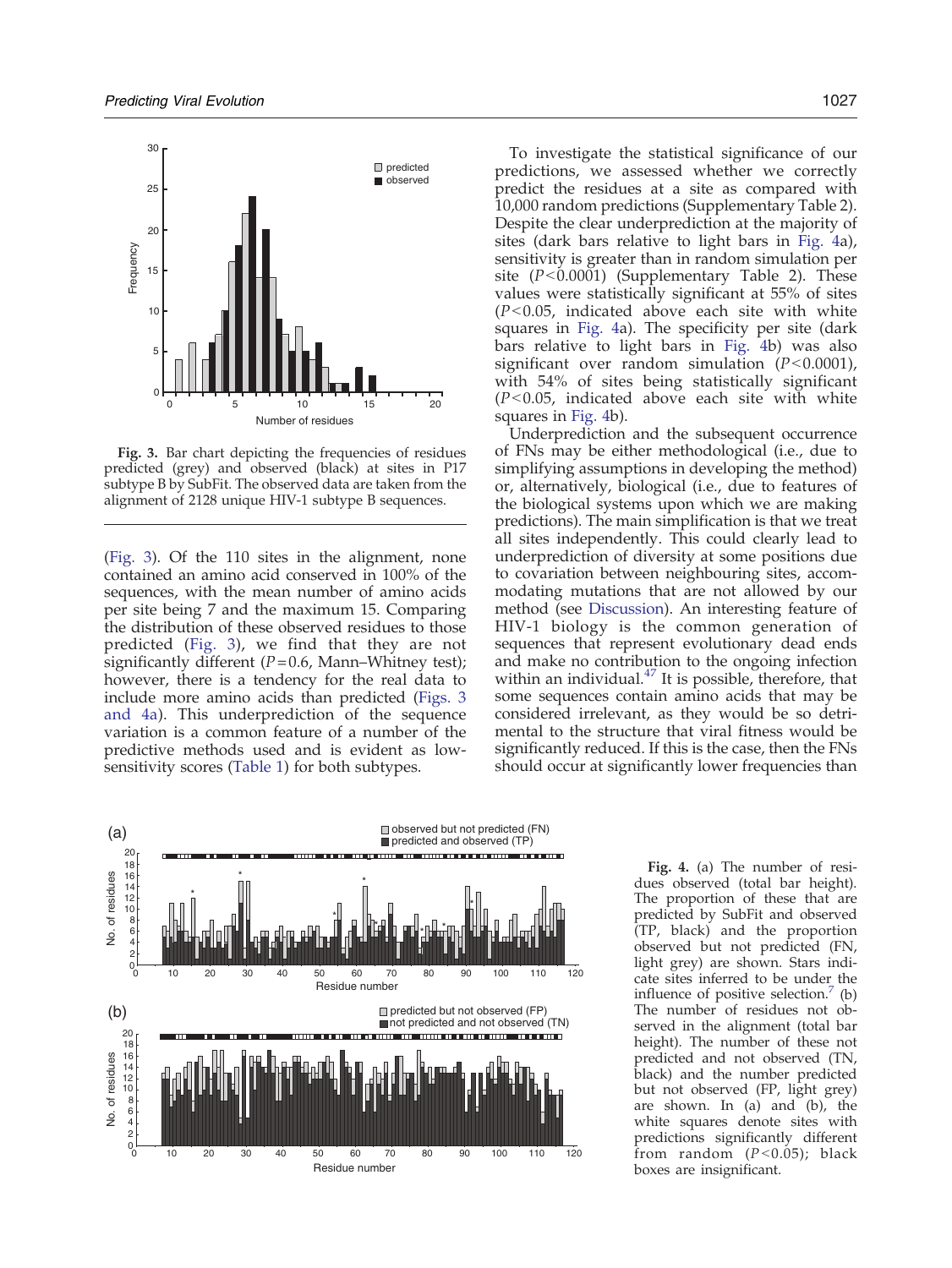Fig. 3. Bar chart depicting the frequencies of residues predicted (grey) and observed (black) at sites in P17 subtype B by SubFit. The observed data are taken from the alignment of 2128 unique HIV-1 subtype B sequences.

(Fig. 3). Of the 110 sites in the alignment, none contained an amino acid conserved in 100% of the sequences, with the mean number of amino acids per site being 7 and the maximum 15. Comparing the distribution of these observed residues to those predicted (Fig. 3), we find that they are not significantly different ($P=0.6$, Mann–Whitney test); however, there is a tendency for the real data to include more amino acids than predicted (Figs. 3 and 4a). This underprediction of the sequence variation is a common feature of a number of the predictive methods used and is evident as low-sensitivity scores (Table 1) for both subtypes.

To investigate the statistical significance of our predictions, we assessed whether we correctly predict the residues at a site as compared with 10,000 random predictions (Supplementary Table 2). Despite the clear underprediction at the majority of sites (dark bars relative to light bars in Fig. 4a), sensitivity is greater than in random simulation per site ($P<0.0001$) (Supplementary Table 2). These values were statistically significant at 55% of sites ($P<0.05$, indicated above each site with white squares in Fig. 4a). The specificity per site (dark bars relative to light bars in Fig. 4b) was also significant over random simulation ($P<0.0001$), with 54% of sites being statistically significant ($P<0.05$, indicated above each site with white squares in Fig. 4b).

Underprediction and the subsequent occurrence of FNs may be either methodological (i.e., due to simplifying assumptions in developing the method) or, alternatively, biological (i.e., due to features of the biological systems upon which we are making predictions). The main simplification is that we treat all sites independently. This could clearly lead to underprediction of diversity at some positions due to covariation between neighbouring sites, accommodating mutations that are not allowed by our method (see Discussion). An interesting feature of HIV-1 biology is the common generation of sequences that represent evolutionary dead ends and make no contribution to the ongoing infection within an individual.[47] It is possible, therefore, that some sequences contain amino acids that may be considered irrelevant, as they would be so detrimental to the structure that viral fitness would be significantly reduced. If this is the case, then the FNs should occur at significantly lower frequencies than

Fig. 4. (a) The number of residues observed (total bar height). The proportion of these that are predicted by SubFit and observed (TP, black) and the proportion observed but not predicted (FN, light grey) are shown. Stars indicate sites inferred to be under the influence of positive selection.[7] (b) The number of residues not observed in the alignment (total bar height). The number of these not predicted and not observed (TN, black) and the number predicted but not observed (FP, light grey) are shown. In (a) and (b), the white squares denote sites with predictions significantly different from random ($P<0.05$); black boxes are insignificant.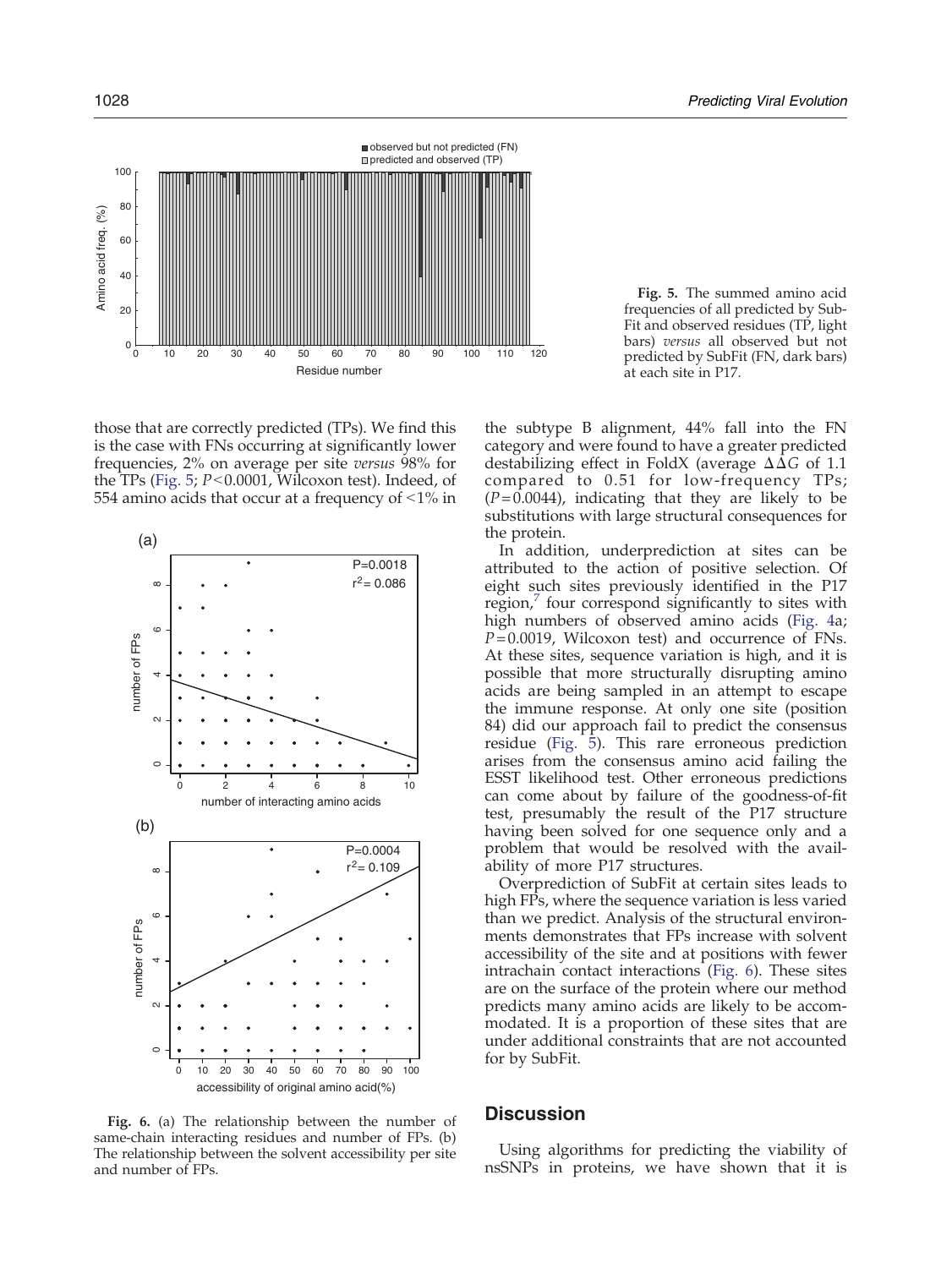Fig. 5. The summed amino acid frequencies of all predicted by SubFit and observed residues (TP, light bars) *versus* all observed but not predicted by SubFit (FN, dark bars) at each site in P17.

those that are correctly predicted (TPs). We find this is the case with FNs occurring at significantly lower frequencies, 2% on average per site *versus* 98% for the TPs (Fig. 5; $P<0.0001$, Wilcoxon test). Indeed, of 554 amino acids that occur at a frequency of <1% in the subtype B alignment, 44% fall into the FN category and were found to have a greater predicted destabilizing effect in FoldX (average $\Delta\Delta G$ of 1.1 compared to 0.51 for low-frequency TPs; ($P=0.0044$), indicating that they are likely to be substitutions with large structural consequences for the protein.

Fig. 6. (a) The relationship between the number of same-chain interacting residues and number of FPs. (b) The relationship between the solvent accessibility per site and number of FPs.

In addition, underprediction at sites can be attributed to the action of positive selection. Of eight such sites previously identified in the P17 region,[7] four correspond significantly to sites with high numbers of observed amino acids (Fig. 4a; $P=0.0019$, Wilcoxon test) and occurrence of FNs. At these sites, sequence variation is high, and it is possible that more structurally disrupting amino acids are being sampled in an attempt to escape the immune response. At only one site (position 84) did our approach fail to predict the consensus residue (Fig. 5). This rare erroneous prediction arises from the consensus amino acid failing the ESST likelihood test. Other erroneous predictions can come about by failure of the goodness-of-fit test, presumably the result of the P17 structure having been solved for one sequence only and a problem that would be resolved with the availability of more P17 structures.

Overprediction of SubFit at certain sites leads to high FPs, where the sequence variation is less varied than we predict. Analysis of the structural environments demonstrates that FPs increase with solvent accessibility of the site and at positions with fewer intrachain contact interactions (Fig. 6). These sites are on the surface of the protein where our method predicts many amino acids are likely to be accommodated. It is a proportion of these sites that are under additional constraints that are not accounted for by SubFit.

## Discussion

Using algorithms for predicting the viability of nsSNPs in proteins, we have shown that it is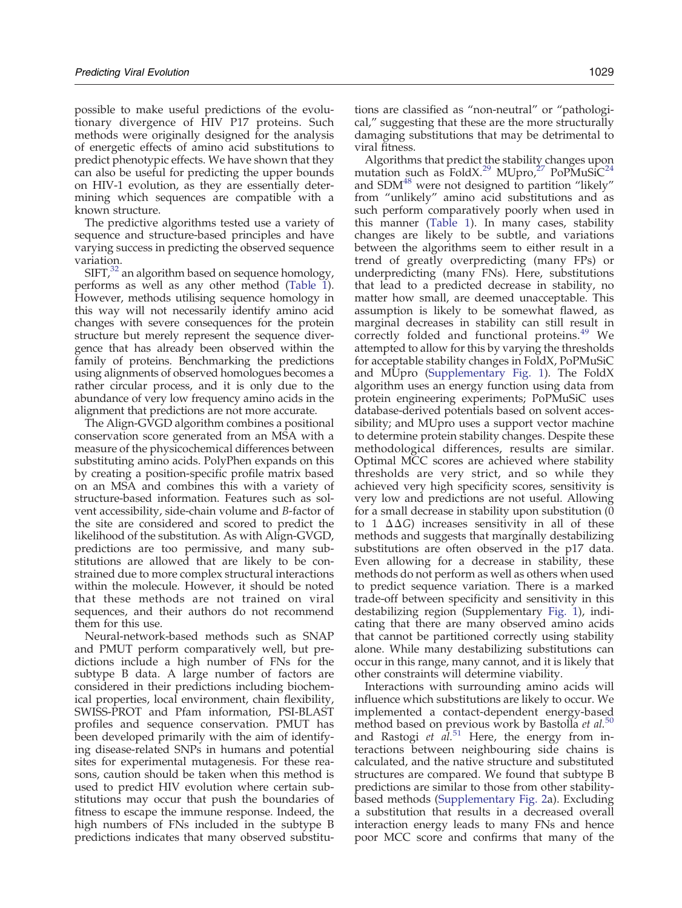possible to make useful predictions of the evolutionary divergence of HIV P17 proteins. Such methods were originally designed for the analysis of energetic effects of amino acid substitutions to predict phenotypic effects. We have shown that they can also be useful for predicting the upper bounds on HIV-1 evolution, as they are essentially determining which sequences are compatible with a known structure.

The predictive algorithms tested use a variety of sequence and structure-based principles and have varying success in predicting the observed sequence variation.

SIFT,[32] an algorithm based on sequence homology, performs as well as any other method (Table 1). However, methods utilising sequence homology in this way will not necessarily identify amino acid changes with severe consequences for the protein structure but merely represent the sequence divergence that has already been observed within the family of proteins. Benchmarking the predictions using alignments of observed homologues becomes a rather circular process, and it is only due to the abundance of very low frequency amino acids in the alignment that predictions are not more accurate.

The Align-GVGD algorithm combines a positional conservation score generated from an MSA with a measure of the physicochemical differences between substituting amino acids. PolyPhen expands on this by creating a position-specific profile matrix based on an MSA and combines this with a variety of structure-based information. Features such as solvent accessibility, side-chain volume and *B*-factor of the site are considered and scored to predict the likelihood of the substitution. As with Align-GVGD, predictions are too permissive, and many substitutions are allowed that are likely to be constrained due to more complex structural interactions within the molecule. However, it should be noted that these methods are not trained on viral sequences, and their authors do not recommend them for this use.

Neural-network-based methods such as SNAP and PMUT perform comparatively well, but predictions include a high number of FNs for the subtype B data. A large number of factors are considered in their predictions including biochemical properties, local environment, chain flexibility, SWISS-PROT and Pfam information, PSI-BLAST profiles and sequence conservation. PMUT has been developed primarily with the aim of identifying disease-related SNPs in humans and potential sites for experimental mutagenesis. For these reasons, caution should be taken when this method is used to predict HIV evolution where certain substitutions may occur that push the boundaries of fitness to escape the immune response. Indeed, the high numbers of FNs included in the subtype B predictions indicates that many observed substitutions are classified as "non-neutral" or "pathological," suggesting that these are the more structurally damaging substitutions that may be detrimental to viral fitness.

Algorithms that predict the stability changes upon mutation such as FoldX.[29] MUpro,[27] PoPMuSiC[24] and SDM[48] were not designed to partition "likely" from "unlikely" amino acid substitutions and as such perform comparatively poorly when used in this manner (Table 1). In many cases, stability changes are likely to be subtle, and variations between the algorithms seem to either result in a trend of greatly overpredicting (many FPs) or underpredicting (many FNs). Here, substitutions that lead to a predicted decrease in stability, no matter how small, are deemed unacceptable. This assumption is likely to be somewhat flawed, as marginal decreases in stability can still result in correctly folded and functional proteins.[49] We attempted to allow for this by varying the thresholds for acceptable stability changes in FoldX, PoPMuSiC and MUpro (Supplementary Fig. 1). The FoldX algorithm uses an energy function using data from protein engineering experiments; PoPMuSiC uses database-derived potentials based on solvent accessibility; and MUpro uses a support vector machine to determine protein stability changes. Despite these methodological differences, results are similar. Optimal MCC scores are achieved where stability thresholds are very strict, and so while they achieved very high specificity scores, sensitivity is very low and predictions are not useful. Allowing for a small decrease in stability upon substitution (0 to 1 $\Delta\Delta G$) increases sensitivity in all of these methods and suggests that marginally destabilizing substitutions are often observed in the p17 data. Even allowing for a decrease in stability, these methods do not perform as well as others when used to predict sequence variation. There is a marked trade-off between specificity and sensitivity in this destabilizing region (Supplementary Fig. 1), indicating that there are many observed amino acids that cannot be partitioned correctly using stability alone. While many destabilizing substitutions can occur in this range, many cannot, and it is likely that other constraints will determine viability.

Interactions with surrounding amino acids will influence which substitutions are likely to occur. We implemented a contact-dependent energy-based method based on previous work by Bastolla *et al.*[50] and Rastogi *et al.*[51] Here, the energy from interactions between neighbouring side chains is calculated, and the native structure and substituted structures are compared. We found that subtype B predictions are similar to those from other stability-based methods (Supplementary Fig. 2a). Excluding a substitution that results in a decreased overall interaction energy leads to many FNs and hence poor MCC score and confirms that many of the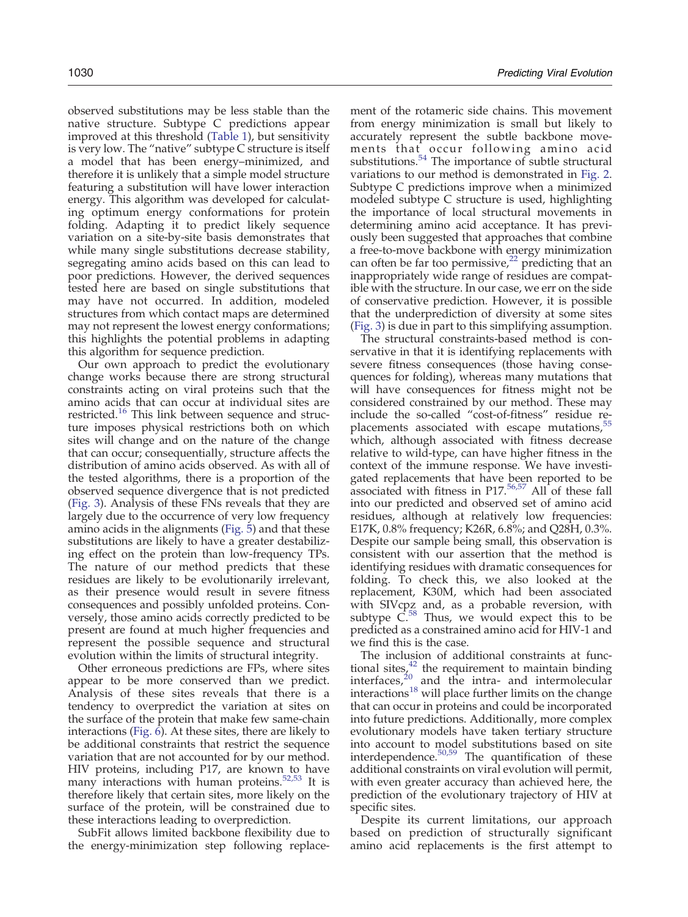observed substitutions may be less stable than the native structure. Subtype C predictions appear improved at this threshold (Table 1), but sensitivity is very low. The "native" subtype C structure is itself a model that has been energy–minimized, and therefore it is unlikely that a simple model structure featuring a substitution will have lower interaction energy. This algorithm was developed for calculating optimum energy conformations for protein folding. Adapting it to predict likely sequence variation on a site-by-site basis demonstrates that while many single substitutions decrease stability, segregating amino acids based on this can lead to poor predictions. However, the derived sequences tested here are based on single substitutions that may have not occurred. In addition, modeled structures from which contact maps are determined may not represent the lowest energy conformations; this highlights the potential problems in adapting this algorithm for sequence prediction.

Our own approach to predict the evolutionary change works because there are strong structural constraints acting on viral proteins such that the amino acids that can occur at individual sites are restricted.[16] This link between sequence and structure imposes physical restrictions both on which sites will change and on the nature of the change that can occur; consequentially, structure affects the distribution of amino acids observed. As with all of the tested algorithms, there is a proportion of the observed sequence divergence that is not predicted (Fig. 3). Analysis of these FNs reveals that they are largely due to the occurrence of very low frequency amino acids in the alignments (Fig. 5) and that these substitutions are likely to have a greater destabilizing effect on the protein than low-frequency TPs. The nature of our method predicts that these residues are likely to be evolutionarily irrelevant, as their presence would result in severe fitness consequences and possibly unfolded proteins. Conversely, those amino acids correctly predicted to be present are found at much higher frequencies and represent the possible sequence and structural evolution within the limits of structural integrity.

Other erroneous predictions are FPs, where sites appear to be more conserved than we predict. Analysis of these sites reveals that there is a tendency to overpredict the variation at sites on the surface of the protein that make few same-chain interactions (Fig. 6). At these sites, there are likely to be additional constraints that restrict the sequence variation that are not accounted for by our method. HIV proteins, including P17, are known to have many interactions with human proteins.[52,53] It is therefore likely that certain sites, more likely on the surface of the protein, will be constrained due to these interactions leading to overprediction.

SubFit allows limited backbone flexibility due to the energy-minimization step following replacement of the rotameric side chains. This movement from energy minimization is small but likely to accurately represent the subtle backbone movements that occur following amino acid substitutions.[54] The importance of subtle structural variations to our method is demonstrated in Fig. 2. Subtype C predictions improve when a minimized modeled subtype C structure is used, highlighting the importance of local structural movements in determining amino acid acceptance. It has previously been suggested that approaches that combine a free-to-move backbone with energy minimization can often be far too permissive,[22] predicting that an inappropriately wide range of residues are compatible with the structure. In our case, we err on the side of conservative prediction. However, it is possible that the underprediction of diversity at some sites (Fig. 3) is due in part to this simplifying assumption.

The structural constraints-based method is conservative in that it is identifying replacements with severe fitness consequences (those having consequences for folding), whereas many mutations that will have consequences for fitness might not be considered constrained by our method. These may include the so-called "cost-of-fitness" residue replacements associated with escape mutations,[55] which, although associated with fitness decrease relative to wild-type, can have higher fitness in the context of the immune response. We have investigated replacements that have been reported to be associated with fitness in P17.[56,57] All of these fall into our predicted and observed set of amino acid residues, although at relatively low frequencies: E17K, 0.8% frequency; K26R, 6.8%; and Q28H, 0.3%. Despite our sample being small, this observation is consistent with our assertion that the method is identifying residues with dramatic consequences for folding. To check this, we also looked at the replacement, K30M, which had been associated with SIVcpz and, as a probable reversion, with subtype C.[58] Thus, we would expect this to be predicted as a constrained amino acid for HIV-1 and we find this is the case.

The inclusion of additional constraints at functional sites,[42] the requirement to maintain binding interfaces,[20] and the intra- and intermolecular interactions[18] will place further limits on the change that can occur in proteins and could be incorporated into future predictions. Additionally, more complex evolutionary models have taken tertiary structure into account to model substitutions based on site interdependence.[50,59] The quantification of these additional constraints on viral evolution will permit, with even greater accuracy than achieved here, the prediction of the evolutionary trajectory of HIV at specific sites.

Despite its current limitations, our approach based on prediction of structurally significant amino acid replacements is the first attempt to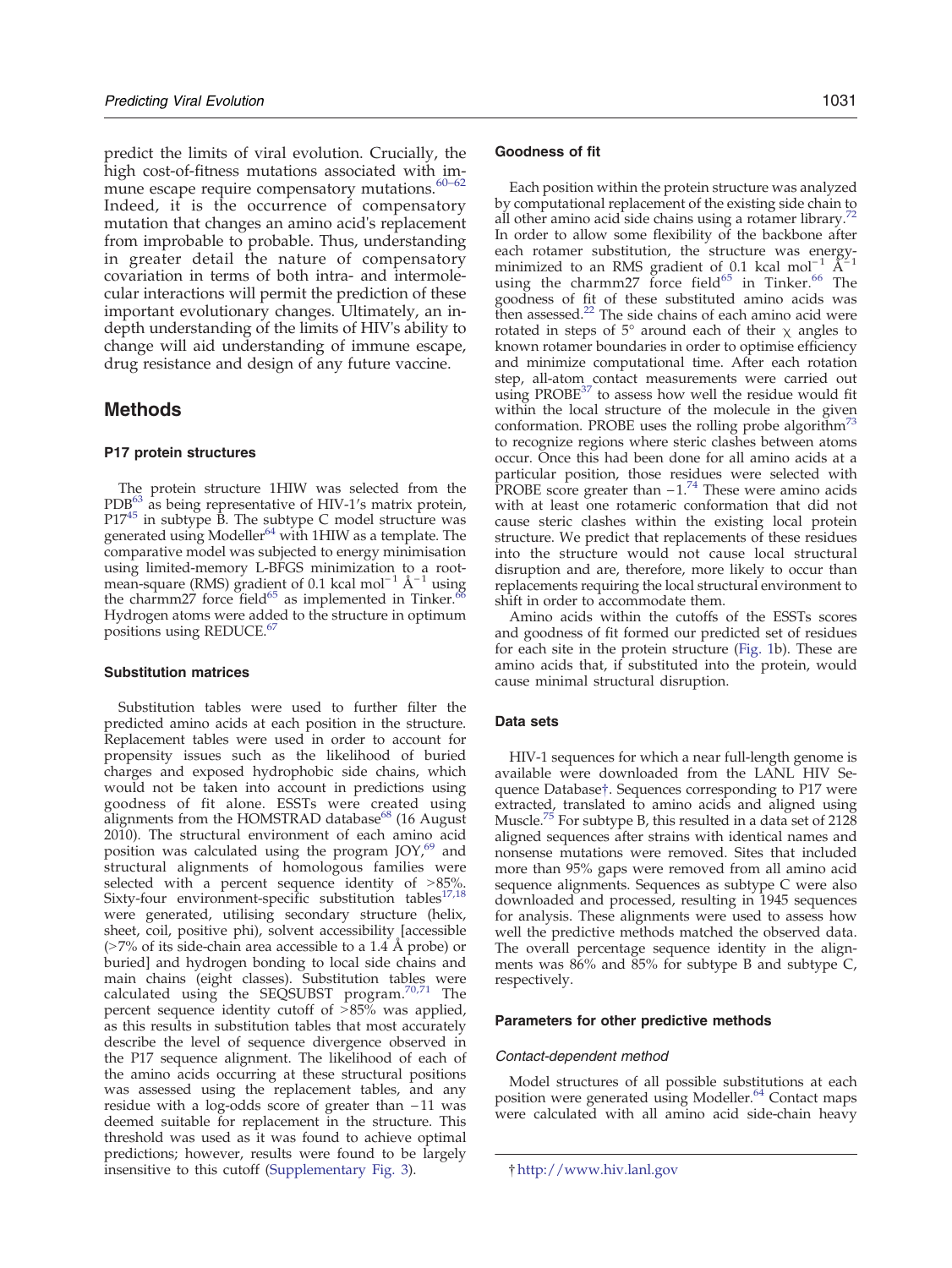predict the limits of viral evolution. Crucially, the high cost-of-fitness mutations associated with immune escape require compensatory mutations.[60–62] Indeed, it is the occurrence of compensatory mutation that changes an amino acid's replacement from improbable to probable. Thus, understanding in greater detail the nature of compensatory covariation in terms of both intra- and intermolecular interactions will permit the prediction of these important evolutionary changes. Ultimately, an in-depth understanding of the limits of HIV's ability to change will aid understanding of immune escape, drug resistance and design of any future vaccine.

## Methods

### P17 protein structures

The protein structure 1HIW was selected from the PDB[63] as being representative of HIV-1's matrix protein, P17[45] in subtype B. The subtype C model structure was generated using Modeller[64] with 1HIW as a template. The comparative model was subjected to energy minimisation using limited-memory L-BFGS minimization to a root-mean-square (RMS) gradient of 0.1 kcal $mol^{-1}$ $Å^{-1}$ using the charmm27 force field[65] as implemented in Tinker.[66] Hydrogen atoms were added to the structure in optimum positions using REDUCE.[67]

### Substitution matrices

Substitution tables were used to further filter the predicted amino acids at each position in the structure. Replacement tables were used in order to account for propensity issues such as the likelihood of buried charges and exposed hydrophobic side chains, which would not be taken into account in predictions using goodness of fit alone. ESSTs were created using alignments from the HOMSTRAD database[68] (16 August 2010). The structural environment of each amino acid position was calculated using the program JOY,[69] and structural alignments of homologous families were selected with a percent sequence identity of >85%. Sixty-four environment-specific substitution tables[17,18] were generated, utilising secondary structure (helix, sheet, coil, positive phi), solvent accessibility [accessible (>7% of its side-chain area accessible to a 1.4 Å probe) or buried] and hydrogen bonding to local side chains and main chains (eight classes). Substitution tables were calculated using the SEQSUBST program.[70,71] The percent sequence identity cutoff of >85% was applied, as this results in substitution tables that most accurately describe the level of sequence divergence observed in the P17 sequence alignment. The likelihood of each of the amino acids occurring at these structural positions was assessed using the replacement tables, and any residue with a log-odds score of greater than −11 was deemed suitable for replacement in the structure. This threshold was used as it was found to achieve optimal predictions; however, results were found to be largely insensitive to this cutoff (Supplementary Fig. 3).

### Goodness of fit

Each position within the protein structure was analyzed by computational replacement of the existing side chain to all other amino acid side chains using a rotamer library.[72] In order to allow some flexibility of the backbone after each rotamer substitution, the structure was energy-minimized to an RMS gradient of 0.1 kcal $mol^{-1}$ $Å^{-1}$ using the charmm27 force field[65] in Tinker.[66] The goodness of fit of these substituted amino acids was then assessed.[22] The side chains of each amino acids were rotated in steps of 5° around each of their $\chi$ angles to known rotamer boundaries in order to optimise efficiency and minimize computational time. After each rotation step, all-atom contact measurements were carried out using PROBE[37] to assess how well the residue would fit within the local structure of the molecule in the given conformation. PROBE uses the rolling probe algorithm[73] to recognize regions where steric clashes between atoms occur. Once this had been done for all amino acids at a particular position, those residues were selected with PROBE score greater than −1.[74] These were amino acids with at least one rotameric conformation that did not cause steric clashes within the existing local protein structure. We predict that replacements of these residues into the structure would not cause local structural disruption and are, therefore, more likely to occur than replacements requiring the local structural environment to shift in order to accommodate them.

Amino acids within the cutoffs of the ESSTs scores and goodness of fit formed our predicted set of residues for each site in the protein structure (Fig. 1b). These are amino acids that, if substituted into the protein, would cause minimal structural disruption.

### Data sets

HIV-1 sequences for which a near full-length genome is available were downloaded from the LANL HIV Sequence Database†. Sequences corresponding to P17 were extracted, translated to amino acids and aligned using Muscle.[75] For subtype B, this resulted in a data set of 2128 aligned sequences after strains with identical names and nonsense mutations were removed. Sites that included more than 95% gaps were removed from all amino acid sequence alignments. Sequences as subtype C were also downloaded and processed, resulting in 1945 sequences for analysis. These alignments were used to assess how well the predictive methods matched the observed data. The overall percentage sequence identity in the alignments was 86% and 85% for subtype B and subtype C, respectively.

### Parameters for other predictive methods

#### *Contact-dependent method*

Model structures of all possible substitutions at each position were generated using Modeller.[64] Contact maps were calculated with all amino acid side-chain heavy

† http://www.hiv.lanl.gov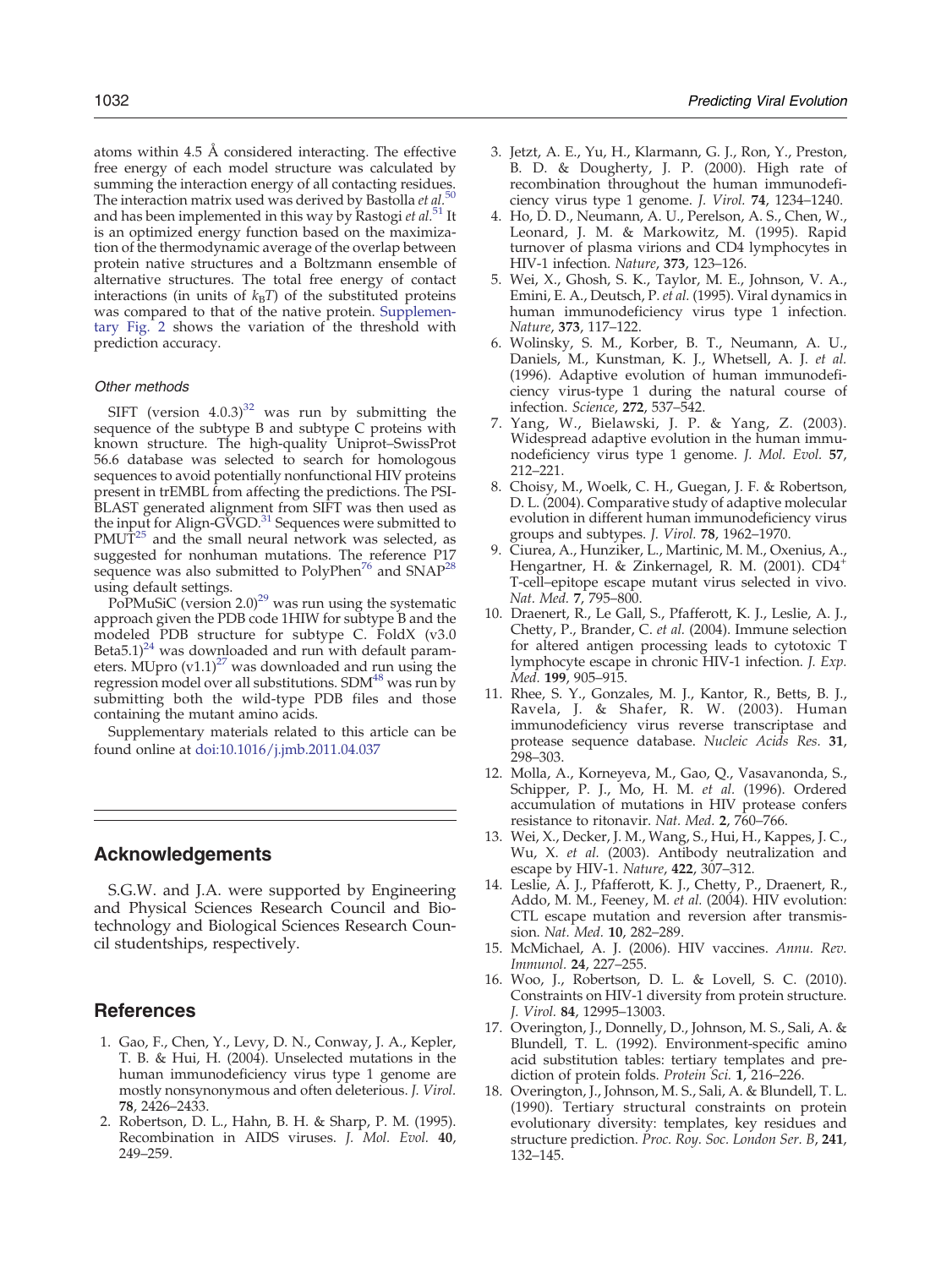atoms within 4.5 Å considered interacting. The effective free energy of each model structure was calculated by summing the interaction energy of all contacting residues. The interaction matrix used was derived by Bastolla *et al.*[50] and has been implemented in this way by Rastogi *et al.*[51] It is an optimized energy function based on the maximization of the thermodynamic average of the overlap between protein native structures and a Boltzmann ensemble of alternative structures. The total free energy of contact interactions (in units of $k_BT$) of the substituted proteins was compared to that of the native protein. Supplementary Fig. 2 shows the variation of the threshold with prediction accuracy.

### Other methods

SIFT (version 4.0.3)[32] was run by submitting the sequence of the subtype B and subtype C proteins with known structure. The high-quality Uniprot–SwissProt 56.6 database was selected to search for homologous sequences to avoid potentially nonfunctional HIV proteins present in trEMBL from affecting the predictions. The PSI-BLAST generated alignment from SIFT was then used as the input for Align-GVGD.[31] Sequences were submitted to PMUT[25] and the small neural network was selected, as suggested for nonhuman mutations. The reference P17 sequence was also submitted to PolyPhen[76] and SNAP[28] using default settings.

PoPMuSiC (version 2.0)[29] was run using the systematic approach given the PDB code 1HIW for subtype B and the modeled PDB structure for subtype C. FoldX (v3.0 Beta5.1)[24] was downloaded and run with default parameters. MUpro (v1.1)[27] was downloaded and run using the regression model over all substitutions. SDM[48] was run by submitting both the wild-type PDB files and those containing the mutant amino acids.

Supplementary materials related to this article can be found online at doi:10.1016/j.jmb.2011.04.037

## Acknowledgements

S.G.W. and J.A. were supported by Engineering and Physical Sciences Research Council and Biotechnology and Biological Sciences Research Council studentships, respectively.

## References

1. Gao, F., Chen, Y., Levy, D. N., Conway, J. A., Kepler, T. B. & Hui, H. (2004). Unselected mutations in the human immunodeficiency virus type 1 genome are mostly nonsynonymous and often deleterious. *J. Virol.* **78**, 2426–2433.
2. Robertson, D. L., Hahn, B. H. & Sharp, P. M. (1995). Recombination in AIDS viruses. *J. Mol. Evol.* **40**, 249–259.
3. Jetzt, A. E., Yu, H., Klarmann, G. J., Ron, Y., Preston, B. D. & Dougherty, J. P. (2000). High rate of recombination throughout the human immunodeficiency virus type 1 genome. *J. Virol.* **74**, 1234–1240.
4. Ho, D. D., Neumann, A. U., Perelson, A. S., Chen, W., Leonard, J. M. & Markowitz, M. (1995). Rapid turnover of plasma virions and CD4 lymphocytes in HIV-1 infection. *Nature*, **373**, 123–126.
5. Wei, X., Ghosh, S. K., Taylor, M. E., Johnson, V. A., Emini, E. A., Deutsch, P. *et al.* (1995). Viral dynamics in human immunodeficiency virus type 1 infection. *Nature*, **373**, 117–122.
6. Wolinsky, S. M., Korber, B. T., Neumann, A. U., Daniels, M., Kunstman, K. J., Whetsell, A. J. *et al.* (1996). Adaptive evolution of human immunodeficiency virus-type 1 during the natural course of infection. *Science*, **272**, 537–542.
7. Yang, W., Bielawski, J. P. & Yang, Z. (2003). Widespread adaptive evolution in the human immunodeficiency virus type 1 genome. *J. Mol. Evol.* **57**, 212–221.
8. Choisy, M., Woelk, C. H., Guegan, J. F. & Robertson, D. L. (2004). Comparative study of adaptive molecular evolution in different human immunodeficiency virus groups and subtypes. *J. Virol.* **78**, 1962–1970.
9. Ciurea, A., Hunziker, L., Martinic, M. M., Oxenius, A., Hengartner, H. & Zinkernagel, R. M. (2001). $CD4^+$ T-cell–epitope escape mutant virus selected in vivo. *Nat. Med.* **7**, 795–800.
10. Draenert, R., Le Gall, S., Pfafferott, K. J., Leslie, A. J., Chetty, P., Brander, C. *et al.* (2004). Immune selection for altered antigen processing leads to cytotoxic T lymphocyte escape in chronic HIV-1 infection. *J. Exp. Med.* **199**, 905–915.
11. Rhee, S. Y., Gonzales, M. J., Kantor, R., Betts, B. J., Ravela, J. & Shafer, R. W. (2003). Human immunodeficiency virus reverse transcriptase and protease sequence database. *Nucleic Acids Res.* **31**, 298–303.
12. Molla, A., Korneyeva, M., Gao, Q., Vasavanonda, S., Schipper, P. J., Mo, H. M. *et al.* (1996). Ordered accumulation of mutations in HIV protease confers resistance to ritonavir. *Nat. Med.* **2**, 760–766.
13. Wei, X., Decker, J. M., Wang, S., Hui, H., Kappes, J. C., Wu, X. *et al.* (2003). Antibody neutralization and escape by HIV-1. *Nature*, **422**, 307–312.
14. Leslie, A. J., Pfafferott, K. J., Chetty, P., Draenert, R., Addo, M. M., Feeney, M. *et al.* (2004). HIV evolution: CTL escape mutation and reversion after transmission. *Nat. Med.* **10**, 282–289.
15. McMichael, A. J. (2006). HIV vaccines. *Annu. Rev. Immunol.* **24**, 227–255.
16. Woo, J., Robertson, D. L. & Lovell, S. C. (2010). Constraints on HIV-1 diversity from protein structure. *J. Virol.* **84**, 12995–13003.
17. Overington, J., Donnelly, D., Johnson, M. S., Sali, A. & Blundell, T. L. (1992). Environment-specific amino acid substitution tables: tertiary templates and prediction of protein folds. *Protein Sci.* **1**, 216–226.
18. Overington, J., Johnson, M. S., Sali, A. & Blundell, T. L. (1990). Tertiary structural constraints on protein evolutionary diversity: templates, key residues and structure prediction. *Proc. Roy. Soc. London Ser. B*, **241**, 132–145.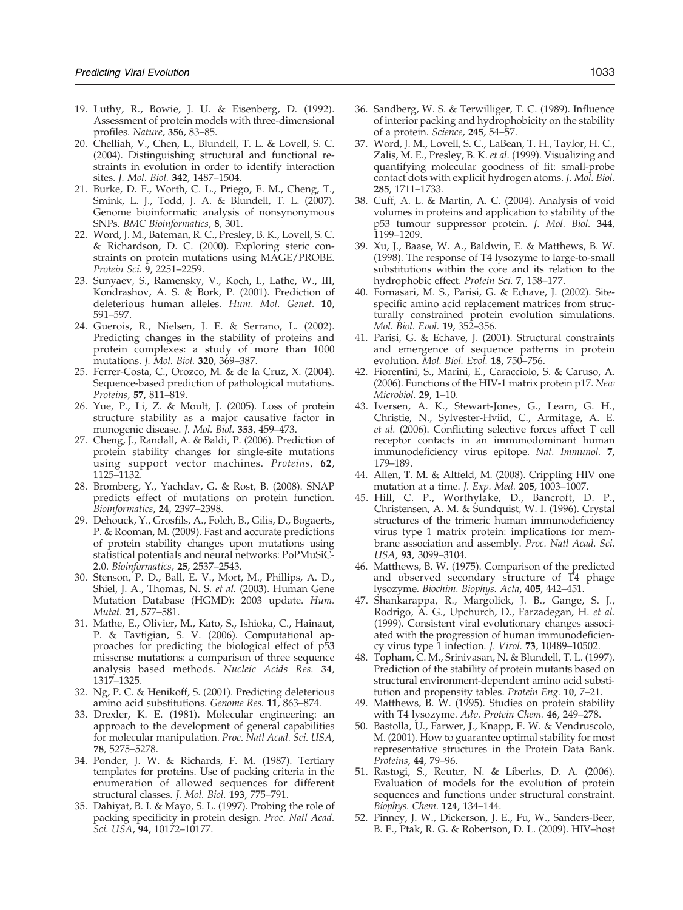19. Luthy, R., Bowie, J. U. & Eisenberg, D. (1992). Assessment of protein models with three-dimensional profiles. *Nature*, **356**, 83–85.
20. Chelliah, V., Chen, L., Blundell, T. L. & Lovell, S. C. (2004). Distinguishing structural and functional restraints in evolution in order to identify interaction sites. *J. Mol. Biol.* **342**, 1487–1504.
21. Burke, D. F., Worth, C. L., Priego, E. M., Cheng, T., Smink, L. J., Todd, J. A. & Blundell, T. L. (2007). Genome bioinformatic analysis of nonsynonymous SNPs. *BMC Bioinformatics*, **8**, 301.
22. Word, J. M., Bateman, R. C., Presley, B. K., Lovell, S. C. & Richardson, D. C. (2000). Exploring steric constraints on protein mutations using MAGE/PROBE. *Protein Sci.* **9**, 2251–2259.
23. Sunyaev, S., Ramensky, V., Koch, I., Lathe, W., III, Kondrashov, A. S. & Bork, P. (2001). Prediction of deleterious human alleles. *Hum. Mol. Genet.* **10**, 591–597.
24. Guerois, R., Nielsen, J. E. & Serrano, L. (2002). Predicting changes in the stability of proteins and protein complexes: a study of more than 1000 mutations. *J. Mol. Biol.* **320**, 369–387.
25. Ferrer-Costa, C., Orozco, M. & de la Cruz, X. (2004). Sequence-based prediction of pathological mutations. *Proteins*, **57**, 811–819.
26. Yue, P., Li, Z. & Moult, J. (2005). Loss of protein structure stability as a major causative factor in monogenic disease. *J. Mol. Biol.* **353**, 459–473.
27. Cheng, J., Randall, A. & Baldi, P. (2006). Prediction of protein stability changes for single-site mutations using support vector machines. *Proteins*, **62**, 1125–1132.
28. Bromberg, Y., Yachdav, G. & Rost, B. (2008). SNAP predicts effect of mutations on protein function. *Bioinformatics*, **24**, 2397–2398.
29. Dehouck, Y., Grosfils, A., Folch, B., Gilis, D., Bogaerts, P. & Rooman, M. (2009). Fast and accurate predictions of protein stability changes upon mutations using statistical potentials and neural networks: PoPMuSiC-2.0. *Bioinformatics*, **25**, 2537–2543.
30. Stenson, P. D., Ball, E. V., Mort, M., Phillips, A. D., Shiel, J. A., Thomas, N. S. *et al.* (2003). Human Gene Mutation Database (HGMD): 2003 update. *Hum. Mutat.* **21**, 577–581.
31. Mathe, E., Olivier, M., Kato, S., Ishioka, C., Hainaut, P. & Tavtigian, S. V. (2006). Computational approaches for predicting the biological effect of p53 missense mutations: a comparison of three sequence analysis based methods. *Nucleic Acids Res.* **34**, 1317–1325.
32. Ng, P. C. & Henikoff, S. (2001). Predicting deleterious amino acid substitutions. *Genome Res.* **11**, 863–874.
33. Drexler, K. E. (1981). Molecular engineering: an approach to the development of general capabilities for molecular manipulation. *Proc. Natl Acad. Sci. USA*, **78**, 5275–5278.
34. Ponder, J. W. & Richards, F. M. (1987). Tertiary templates for proteins. Use of packing criteria in the enumeration of allowed sequences for different structural classes. *J. Mol. Biol.* **193**, 775–791.
35. Dahiyat, B. I. & Mayo, S. L. (1997). Probing the role of packing specificity in protein design. *Proc. Natl Acad. Sci. USA*, **94**, 10172–10177.
36. Sandberg, W. S. & Terwilliger, T. C. (1989). Influence of interior packing and hydrophobicity on the stability of a protein. *Science*, **245**, 54–57.
37. Word, J. M., Lovell, S. C., LaBean, T. H., Taylor, H. C., Zalis, M. E., Presley, B. K. *et al.* (1999). Visualizing and quantifying molecular goodness of fit: small-probe contact dots with explicit hydrogen atoms. *J. Mol. Biol.* **285**, 1711–1733.
38. Cuff, A. L. & Martin, A. C. (2004). Analysis of void volumes in proteins and application to stability of the p53 tumour suppressor protein. *J. Mol. Biol.* **344**, 1199–1209.
39. Xu, J., Baase, W. A., Baldwin, E. & Matthews, B. W. (1998). The response of T4 lysozyme to large-to-small substitutions within the core and its relation to the hydrophobic effect. *Protein Sci.* **7**, 158–177.
40. Fornasari, M. S., Parisi, G. & Echave, J. (2002). Site-specific amino acid replacement matrices from structurally constrained protein evolution simulations. *Mol. Biol. Evol.* **19**, 352–356.
41. Parisi, G. & Echave, J. (2001). Structural constraints and emergence of sequence patterns in protein evolution. *Mol. Biol. Evol.* **18**, 750–756.
42. Fiorentini, S., Marini, E., Caracciolo, S. & Caruso, A. (2006). Functions of the HIV-1 matrix protein p17. *New Microbiol.* **29**, 1–10.
43. Iversen, A. K., Stewart-Jones, G., Learn, G. H., Christie, N., Sylvester-Hviid, C., Armitage, A. E. *et al.* (2006). Conflicting selective forces affect T cell receptor contacts in an immunodominant human immunodeficiency virus epitope. *Nat. Immunol.* **7**, 179–189.
44. Allen, T. M. & Altfeld, M. (2008). Crippling HIV one mutation at a time. *J. Exp. Med.* **205**, 1003–1007.
45. Hill, C. P., Worthylake, D., Bancroft, D. P., Christensen, A. M. & Sundquist, W. I. (1996). Crystal structures of the trimeric human immunodeficiency virus type 1 matrix protein: implications for membrane association and assembly. *Proc. Natl Acad. Sci. USA*, **93**, 3099–3104.
46. Matthews, B. W. (1975). Comparison of the predicted and observed secondary structure of T4 phage lysozyme. *Biochim. Biophys. Acta*, **405**, 442–451.
47. Shankarappa, R., Margolick, J. B., Gange, S. J., Rodrigo, A. G., Upchurch, D., Farzadegan, H. *et al.* (1999). Consistent viral evolutionary changes associated with the progression of human immunodeficiency virus type 1 infection. *J. Virol.* **73**, 10489–10502.
48. Topham, C. M., Srinivasan, N. & Blundell, T. L. (1997). Prediction of the stability of protein mutants based on structural environment-dependent amino acid substitution and propensity tables. *Protein Eng.* **10**, 7–21.
49. Matthews, B. W. (1995). Studies on protein stability with T4 lysozyme. *Adv. Protein Chem.* **46**, 249–278.
50. Bastolla, U., Farwer, J., Knapp, E. W. & Vendruscolo, M. (2001). How to guarantee optimal stability for most representative structures in the Protein Data Bank. *Proteins*, **44**, 79–96.
51. Rastogi, S., Reuter, N. & Liberles, D. A. (2006). Evaluation of models for the evolution of protein sequences and functions under structural constraint. *Biophys. Chem.* **124**, 134–144.
52. Pinney, J. W., Dickerson, J. E., Fu, W., Sanders-Beer, B. E., Ptak, R. G. & Robertson, D. L. (2009). HIV–host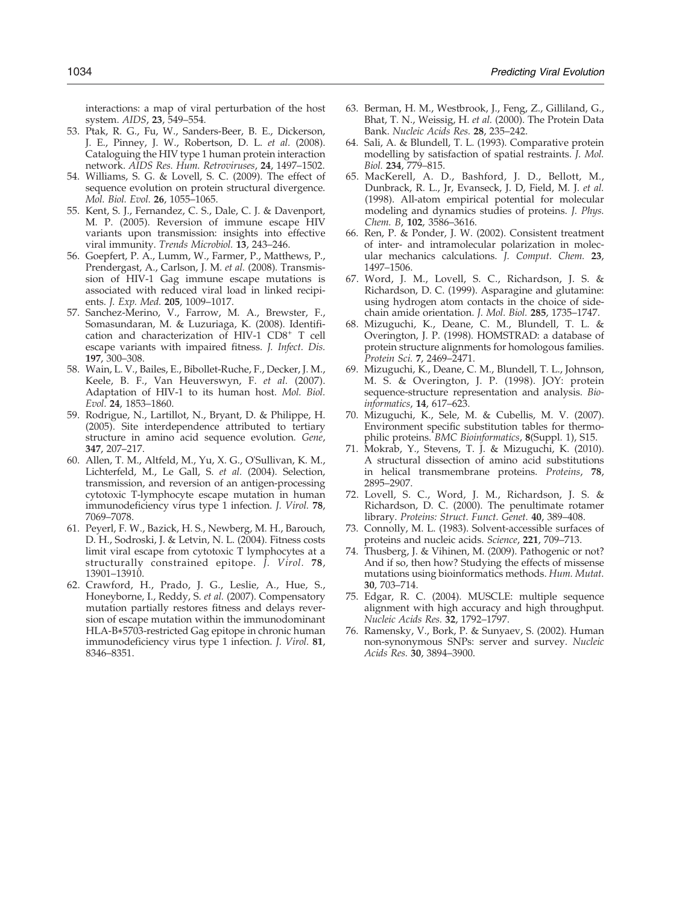interactions: a map of viral perturbation of the host system. *AIDS*, **23**, 549–554.

53. Ptak, R. G., Fu, W., Sanders-Beer, B. E., Dickerson, J. E., Pinney, J. W., Robertson, D. L. *et al.* (2008). Cataloguing the HIV type 1 human protein interaction network. *AIDS Res. Hum. Retroviruses*, **24**, 1497–1502.
54. Williams, S. G. & Lovell, S. C. (2009). The effect of sequence evolution on protein structural divergence. *Mol. Biol. Evol.* **26**, 1055–1065.
55. Kent, S. J., Fernandez, C. S., Dale, C. J. & Davenport, M. P. (2005). Reversion of immune escape HIV variants upon transmission: insights into effective viral immunity. *Trends Microbiol.* **13**, 243–246.
56. Goepfert, P. A., Lumm, W., Farmer, P., Matthews, P., Prendergast, A., Carlson, J. M. *et al.* (2008). Transmission of HIV-1 Gag immune escape mutations is associated with reduced viral load in linked recipients. *J. Exp. Med.* **205**, 1009–1017.
57. Sanchez-Merino, V., Farrow, M. A., Brewster, F., Somasundaran, M. & Luzuriaga, K. (2008). Identification and characterization of HIV-1 CD8$^+$ T cell escape variants with impaired fitness. *J. Infect. Dis.* **197**, 300–308.
58. Wain, L. V., Bailes, E., Bibollet-Ruche, F., Decker, J. M., Keele, B. F., Van Heuverswyn, F. *et al.* (2007). Adaptation of HIV-1 to its human host. *Mol. Biol. Evol.* **24**, 1853–1860.
59. Rodrigue, N., Lartillot, N., Bryant, D. & Philippe, H. (2005). Site interdependence attributed to tertiary structure in amino acid sequence evolution. *Gene*, **347**, 207–217.
60. Allen, T. M., Altfeld, M., Yu, X. G., O'Sullivan, K. M., Lichterfeld, M., Le Gall, S. *et al.* (2004). Selection, transmission, and reversion of an antigen-processing cytotoxic T-lymphocyte escape mutation in human immunodeficiency virus type 1 infection. *J. Virol.* **78**, 7069–7078.
61. Peyerl, F. W., Bazick, H. S., Newberg, M. H., Barouch, D. H., Sodroski, J. & Letvin, N. L. (2004). Fitness costs limit viral escape from cytotoxic T lymphocytes at a structurally constrained epitope. *J. Virol.* **78**, 13901–13910.
62. Crawford, H., Prado, J. G., Leslie, A., Hue, S., Honeyborne, I., Reddy, S. *et al.* (2007). Compensatory mutation partially restores fitness and delays reversion of escape mutation within the immunodominant HLA-B*5703-restricted Gag epitope in chronic human immunodeficiency virus type 1 infection. *J. Virol.* **81**, 8346–8351.
63. Berman, H. M., Westbrook, J., Feng, Z., Gilliland, G., Bhat, T. N., Weissig, H. *et al.* (2000). The Protein Data Bank. *Nucleic Acids Res.* **28**, 235–242.
64. Sali, A. & Blundell, T. L. (1993). Comparative protein modelling by satisfaction of spatial restraints. *J. Mol. Biol.* **234**, 779–815.
65. MacKerell, A. D., Bashford, J. D., Bellott, M., Dunbrack, R. L., Jr, Evanseck, J. D, Field, M. J. *et al.* (1998). All-atom empirical potential for molecular modeling and dynamics studies of proteins. *J. Phys. Chem. B*, **102**, 3586–3616.
66. Ren, P. & Ponder, J. W. (2002). Consistent treatment of inter- and intramolecular polarization in molecular mechanics calculations. *J. Comput. Chem.* **23**, 1497–1506.
67. Word, J. M., Lovell, S. C., Richardson, J. S. & Richardson, D. C. (1999). Asparagine and glutamine: using hydrogen atom contacts in the choice of side-chain amide orientation. *J. Mol. Biol.* **285**, 1735–1747.
68. Mizuguchi, K., Deane, C. M., Blundell, T. L. & Overington, J. P. (1998). HOMSTRAD: a database of protein structure alignments for homologous families. *Protein Sci.* **7**, 2469–2471.
69. Mizuguchi, K., Deane, C. M., Blundell, T. L., Johnson, M. S. & Overington, J. P. (1998). JOY: protein sequence-structure representation and analysis. *Bioinformatics*, **14**, 617–623.
70. Mizuguchi, K., Sele, M. & Cubellis, M. V. (2007). Environment specific substitution tables for thermophilic proteins. *BMC Bioinformatics*, **8**(Suppl. 1), S15.
71. Mokrab, Y., Stevens, T. J. & Mizuguchi, K. (2010). A structural dissection of amino acid substitutions in helical transmembrane proteins. *Proteins*, **78**, 2895–2907.
72. Lovell, S. C., Word, J. M., Richardson, J. S. & Richardson, D. C. (2000). The penultimate rotamer library. *Proteins: Struct. Funct. Genet.* **40**, 389–408.
73. Connolly, M. L. (1983). Solvent-accessible surfaces of proteins and nucleic acids. *Science*, **221**, 709–713.
74. Thusberg, J. & Vihinen, M. (2009). Pathogenic or not? And if so, then how? Studying the effects of missense mutations using bioinformatics methods. *Hum. Mutat.* **30**, 703–714.
75. Edgar, R. C. (2004). MUSCLE: multiple sequence alignment with high accuracy and high throughput. *Nucleic Acids Res.* **32**, 1792–1797.
76. Ramensky, V., Bork, P. & Sunyaev, S. (2002). Human non-synonymous SNPs: server and survey. *Nucleic Acids Res.* **30**, 3894–3900.